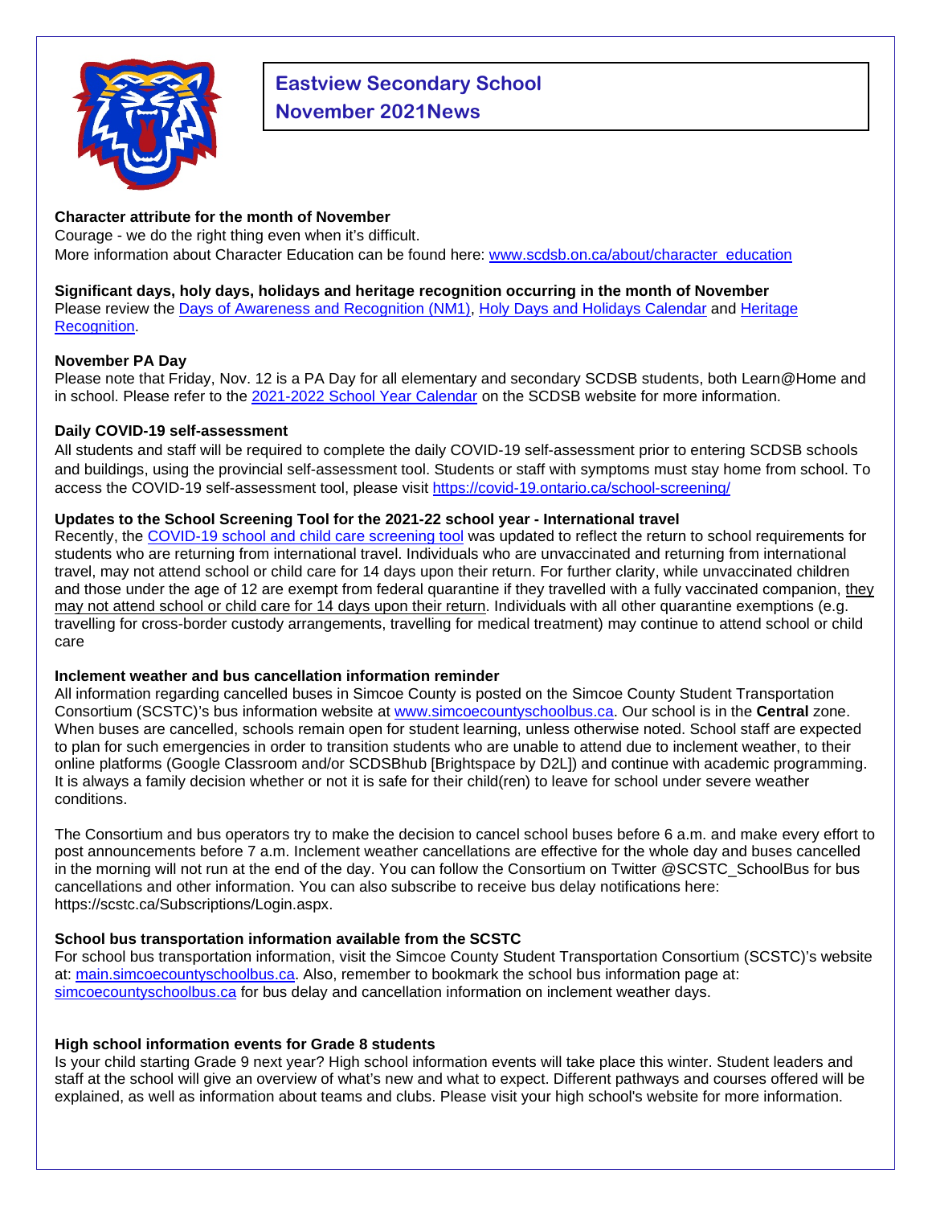# Eastview Secondary School
# November 2021News

**Character attribute for the month of November**
Courage - we do the right thing even when it's difficult.
More information about Character Education can be found here: [www.scdsb.on.ca/about/character_education](www.scdsb.on.ca/about/character_education)

**Significant days, holy days, holidays and heritage recognition occurring in the month of November**
Please review the Days of Awareness and Recognition (NM1), Holy Days and Holidays Calendar and Heritage Recognition.

**November PA Day**
Please note that Friday, Nov. 12 is a PA Day for all elementary and secondary SCDSB students, both Learn@Home and in school. Please refer to the 2021-2022 School Year Calendar on the SCDSB website for more information.

**Daily COVID-19 self-assessment**
All students and staff will be required to complete the daily COVID-19 self-assessment prior to entering SCDSB schools and buildings, using the provincial self-assessment tool. Students or staff with symptoms must stay home from school. To access the COVID-19 self-assessment tool, please visit [https://covid-19.ontario.ca/school-screening/](https://covid-19.ontario.ca/school-screening/)

**Updates to the School Screening Tool for the 2021-22 school year - International travel**
Recently, the COVID-19 school and child care screening tool was updated to reflect the return to school requirements for students who are returning from international travel. Individuals who are unvaccinated and returning from international travel, may not attend school or child care for 14 days upon their return. For further clarity, while unvaccinated children and those under the age of 12 are exempt from federal quarantine if they travelled with a fully vaccinated companion, they may not attend school or child care for 14 days upon their return. Individuals with all other quarantine exemptions (e.g. travelling for cross-border custody arrangements, travelling for medical treatment) may continue to attend school or child care

**Inclement weather and bus cancellation information reminder**
All information regarding cancelled buses in Simcoe County is posted on the Simcoe County Student Transportation Consortium (SCSTC)'s bus information website at [www.simcoecountyschoolbus.ca](www.simcoecountyschoolbus.ca). Our school is in the **Central** zone. When buses are cancelled, schools remain open for student learning, unless otherwise noted. School staff are expected to plan for such emergencies in order to transition students who are unable to attend due to inclement weather, to their online platforms (Google Classroom and/or SCDSBhub [Brightspace by D2L]) and continue with academic programming. It is always a family decision whether or not it is safe for their child(ren) to leave for school under severe weather conditions.

The Consortium and bus operators try to make the decision to cancel school buses before 6 a.m. and make every effort to post announcements before 7 a.m. Inclement weather cancellations are effective for the whole day and buses cancelled in the morning will not run at the end of the day. You can follow the Consortium on Twitter @SCSTC_SchoolBus for bus cancellations and other information. You can also subscribe to receive bus delay notifications here: https://scstc.ca/Subscriptions/Login.aspx.

**School bus transportation information available from the SCSTC**
For school bus transportation information, visit the Simcoe County Student Transportation Consortium (SCSTC)'s website at: [main.simcoecountyschoolbus.ca](main.simcoecountyschoolbus.ca). Also, remember to bookmark the school bus information page at: [simcoecountyschoolbus.ca](simcoecountyschoolbus.ca) for bus delay and cancellation information on inclement weather days.

**High school information events for Grade 8 students**
Is your child starting Grade 9 next year? High school information events will take place this winter. Student leaders and staff at the school will give an overview of what's new and what to expect. Different pathways and courses offered will be explained, as well as information about teams and clubs. Please visit your high school's website for more information.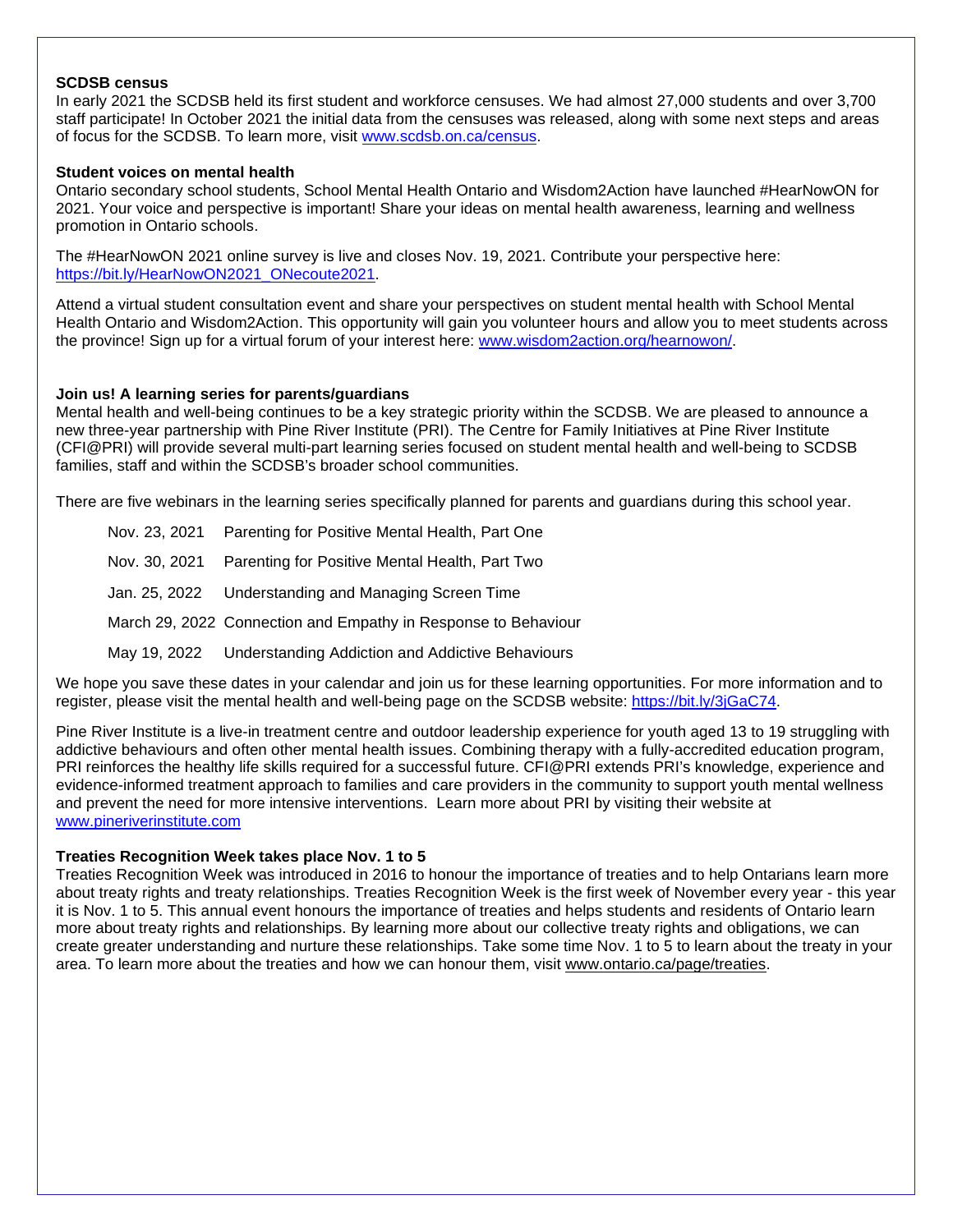**SCDSB census**

In early 2021 the SCDSB held its first student and workforce censuses. We had almost 27,000 students and over 3,700 staff participate! In October 2021 the initial data from the censuses was released, along with some next steps and areas of focus for the SCDSB. To learn more, visit www.scdsb.on.ca/census.

**Student voices on mental health**

Ontario secondary school students, School Mental Health Ontario and Wisdom2Action have launched #HearNowON for 2021. Your voice and perspective is important! Share your ideas on mental health awareness, learning and wellness promotion in Ontario schools.

The #HearNowON 2021 online survey is live and closes Nov. 19, 2021. Contribute your perspective here: https://bit.ly/HearNowON2021_ONecoute2021.

Attend a virtual student consultation event and share your perspectives on student mental health with School Mental Health Ontario and Wisdom2Action. This opportunity will gain you volunteer hours and allow you to meet students across the province! Sign up for a virtual forum of your interest here: www.wisdom2action.org/hearnowon/.

**Join us! A learning series for parents/guardians**

Mental health and well-being continues to be a key strategic priority within the SCDSB. We are pleased to announce a new three-year partnership with Pine River Institute (PRI). The Centre for Family Initiatives at Pine River Institute (CFI@PRI) will provide several multi-part learning series focused on student mental health and well-being to SCDSB families, staff and within the SCDSB's broader school communities.

There are five webinars in the learning series specifically planned for parents and guardians during this school year.

| | |
|---|---|
| Nov. 23, 2021 | Parenting for Positive Mental Health, Part One |
| Nov. 30, 2021 | Parenting for Positive Mental Health, Part Two |
| Jan. 25, 2022 | Understanding and Managing Screen Time |
| March 29, 2022 | Connection and Empathy in Response to Behaviour |
| May 19, 2022 | Understanding Addiction and Addictive Behaviours |

We hope you save these dates in your calendar and join us for these learning opportunities. For more information and to register, please visit the mental health and well-being page on the SCDSB website: https://bit.ly/3jGaC74.

Pine River Institute is a live-in treatment centre and outdoor leadership experience for youth aged 13 to 19 struggling with addictive behaviours and often other mental health issues. Combining therapy with a fully-accredited education program, PRI reinforces the healthy life skills required for a successful future. CFI@PRI extends PRI's knowledge, experience and evidence-informed treatment approach to families and care providers in the community to support youth mental wellness and prevent the need for more intensive interventions. Learn more about PRI by visiting their website at www.pineriverinstitute.com

**Treaties Recognition Week takes place Nov. 1 to 5**

Treaties Recognition Week was introduced in 2016 to honour the importance of treaties and to help Ontarians learn more about treaty rights and treaty relationships. Treaties Recognition Week is the first week of November every year - this year it is Nov. 1 to 5. This annual event honours the importance of treaties and helps students and residents of Ontario learn more about treaty rights and relationships. By learning more about our collective treaty rights and obligations, we can create greater understanding and nurture these relationships. Take some time Nov. 1 to 5 to learn about the treaty in your area. To learn more about the treaties and how we can honour them, visit www.ontario.ca/page/treaties.